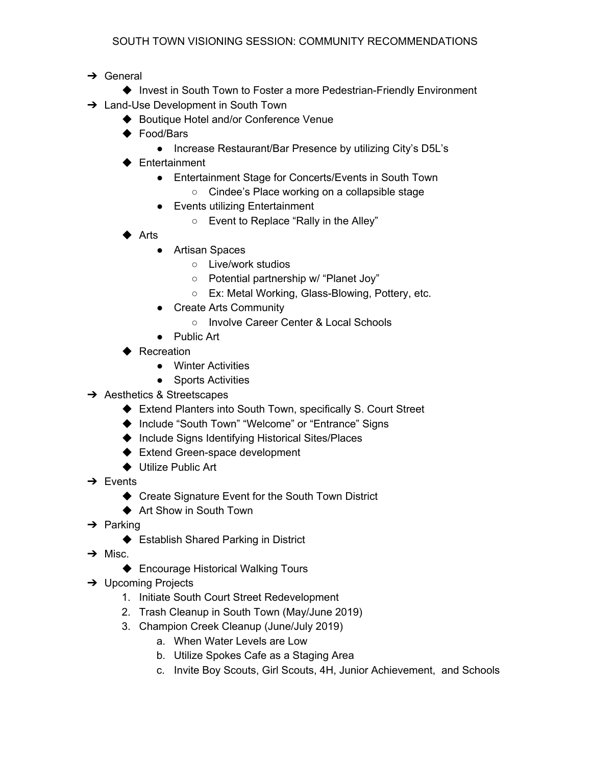# SOUTH TOWN VISIONING SESSION: COMMUNITY RECOMMENDATIONS

- General
  - Invest in South Town to Foster a more Pedestrian-Friendly Environment
- Land-Use Development in South Town
  - Boutique Hotel and/or Conference Venue
  - Food/Bars
    - Increase Restaurant/Bar Presence by utilizing City's D5L's
  - Entertainment
    - Entertainment Stage for Concerts/Events in South Town
      - Cindee's Place working on a collapsible stage
    - Events utilizing Entertainment
      - Event to Replace "Rally in the Alley"
  - Arts
    - Artisan Spaces
      - Live/work studios
      - Potential partnership w/ "Planet Joy"
      - Ex: Metal Working, Glass-Blowing, Pottery, etc.
    - Create Arts Community
      - Involve Career Center & Local Schools
    - Public Art
  - Recreation
    - Winter Activities
    - Sports Activities
- Aesthetics & Streetscapes
  - Extend Planters into South Town, specifically S. Court Street
  - Include "South Town" "Welcome" or "Entrance" Signs
  - Include Signs Identifying Historical Sites/Places
  - Extend Green-space development
  - Utilize Public Art
- Events
  - Create Signature Event for the South Town District
  - Art Show in South Town
- Parking
  - Establish Shared Parking in District
- Misc.
  - Encourage Historical Walking Tours
- Upcoming Projects
  1. Initiate South Court Street Redevelopment
  2. Trash Cleanup in South Town (May/June 2019)
  3. Champion Creek Cleanup (June/July 2019)
     a. When Water Levels are Low
     b. Utilize Spokes Cafe as a Staging Area
     c. Invite Boy Scouts, Girl Scouts, 4H, Junior Achievement, and Schools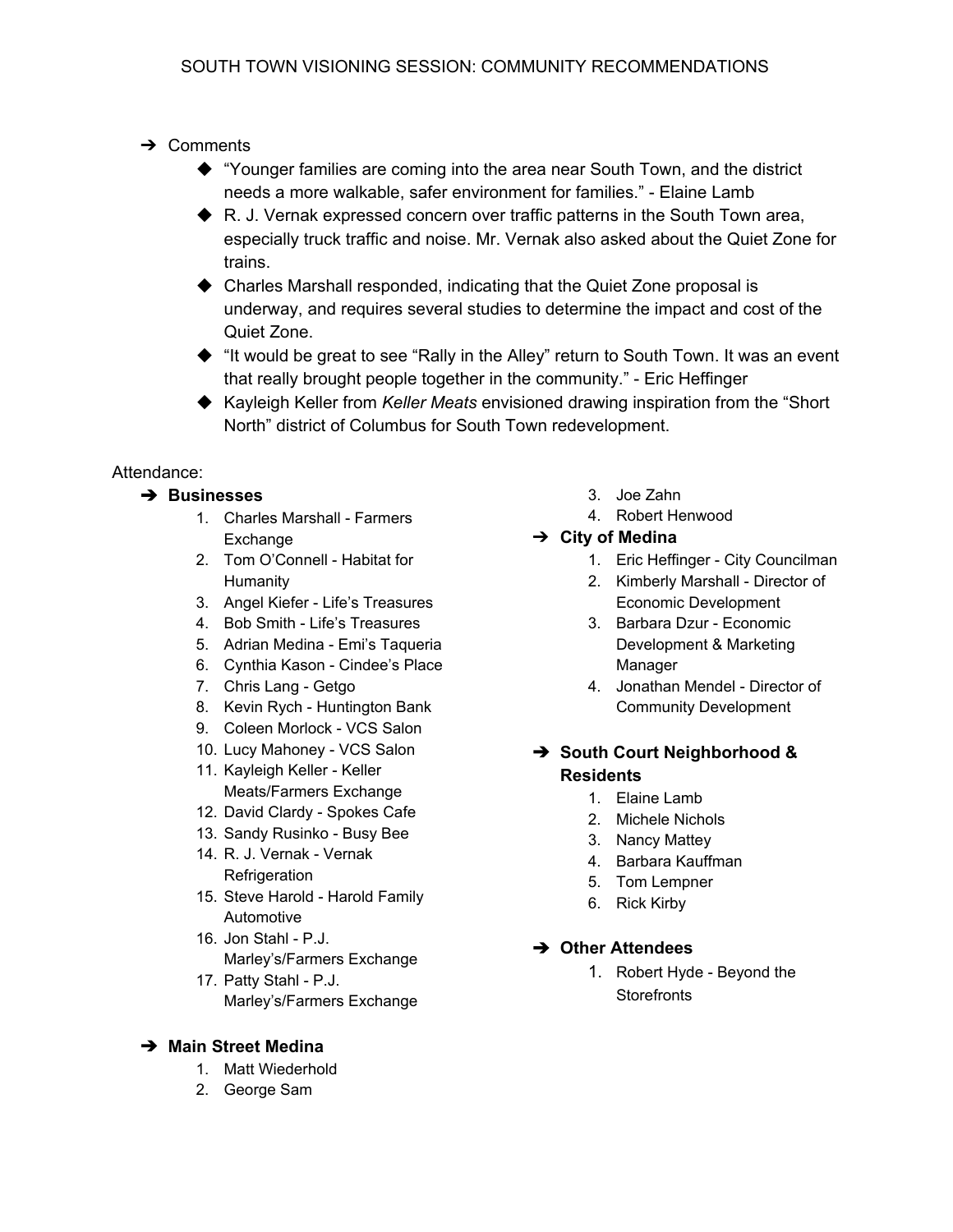- Comments
  - "Younger families are coming into the area near South Town, and the district needs a more walkable, safer environment for families." - Elaine Lamb
  - R. J. Vernak expressed concern over traffic patterns in the South Town area, especially truck traffic and noise. Mr. Vernak also asked about the Quiet Zone for trains.
  - Charles Marshall responded, indicating that the Quiet Zone proposal is underway, and requires several studies to determine the impact and cost of the Quiet Zone.
  - "It would be great to see "Rally in the Alley" return to South Town. It was an event that really brought people together in the community." - Eric Heffinger
  - Kayleigh Keller from *Keller Meats* envisioned drawing inspiration from the "Short North" district of Columbus for South Town redevelopment.

Attendance:

- **Businesses**
  1. Charles Marshall - Farmers Exchange
  2. Tom O'Connell - Habitat for Humanity
  3. Angel Kiefer - Life's Treasures
  4. Bob Smith - Life's Treasures
  5. Adrian Medina - Emi's Taqueria
  6. Cynthia Kason - Cindee's Place
  7. Chris Lang - Getgo
  8. Kevin Rych - Huntington Bank
  9. Coleen Morlock - VCS Salon
  10. Lucy Mahoney - VCS Salon
  11. Kayleigh Keller - Keller Meats/Farmers Exchange
  12. David Clardy - Spokes Cafe
  13. Sandy Rusinko - Busy Bee
  14. R. J. Vernak - Vernak Refrigeration
  15. Steve Harold - Harold Family Automotive
  16. Jon Stahl - P.J. Marley's/Farmers Exchange
  17. Patty Stahl - P.J. Marley's/Farmers Exchange

- **Main Street Medina**
  1. Matt Wiederhold
  2. George Sam
  3. Joe Zahn
  4. Robert Henwood

- **City of Medina**
  1. Eric Heffinger - City Councilman
  2. Kimberly Marshall - Director of Economic Development
  3. Barbara Dzur - Economic Development & Marketing Manager
  4. Jonathan Mendel - Director of Community Development

- **South Court Neighborhood & Residents**
  1. Elaine Lamb
  2. Michele Nichols
  3. Nancy Mattey
  4. Barbara Kauffman
  5. Tom Lempner
  6. Rick Kirby

- **Other Attendees**
  1. Robert Hyde - Beyond the Storefronts